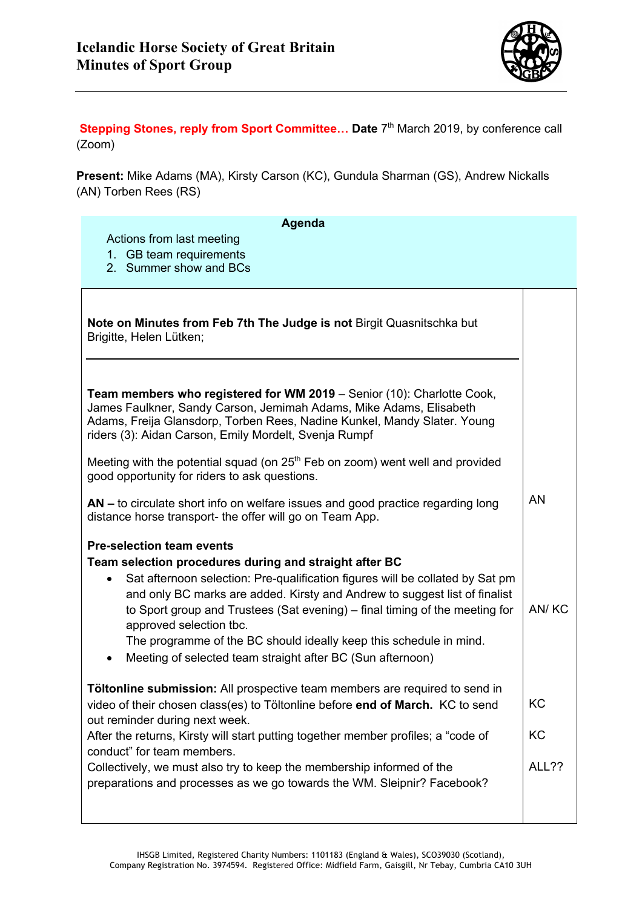# Icelandic Horse Society of Great Britain
## Minutes of Sport Group

**Stepping Stones, reply from Sport Committee… Date** 7th March 2019, by conference call (Zoom)

**Present:** Mike Adams (MA), Kirsty Carson (KC), Gundula Sharman (GS), Andrew Nickalls (AN) Torben Rees (RS)

**Agenda**

Actions from last meeting

1. GB team requirements
2. Summer show and BCs

| | |
|---|---|
| **Note on Minutes from Feb 7th The Judge is not** Birgit Quasnitschka but Brigitte, Helen Lütken; | |
| **Team members who registered for WM 2019** – Senior (10): Charlotte Cook, James Faulkner, Sandy Carson, Jemimah Adams, Mike Adams, Elisabeth Adams, Freija Glansdorp, Torben Rees, Nadine Kunkel, Mandy Slater. Young riders (3): Aidan Carson, Emily Mordelt, Svenja Rumpf<br><br>Meeting with the potential squad (on 25th Feb on zoom) went well and provided good opportunity for riders to ask questions. | |
| **AN –** to circulate short info on welfare issues and good practice regarding long distance horse transport- the offer will go on Team App. | AN |
| **Pre-selection team events**<br>**Team selection procedures during and straight after BC**<br>• Sat afternoon selection: Pre-qualification figures will be collated by Sat pm and only BC marks are added. Kirsty and Andrew to suggest list of finalist to Sport group and Trustees (Sat evening) – final timing of the meeting for approved selection tbc.<br>The programme of the BC should ideally keep this schedule in mind.<br>• Meeting of selected team straight after BC (Sun afternoon) | AN/ KC |
| **Töltonline submission:** All prospective team members are required to send in video of their chosen class(es) to Töltonline before **end of March.** KC to send out reminder during next week. | KC |
| After the returns, Kirsty will start putting together member profiles; a "code of conduct" for team members. | KC |
| Collectively, we must also try to keep the membership informed of the preparations and processes as we go towards the WM. Sleipnir? Facebook? | ALL?? |

IHSGB Limited, Registered Charity Numbers: 1101183 (England & Wales), SCO39030 (Scotland), Company Registration No. 3974594. Registered Office: Midfield Farm, Gaisgill, Nr Tebay, Cumbria CA10 3UH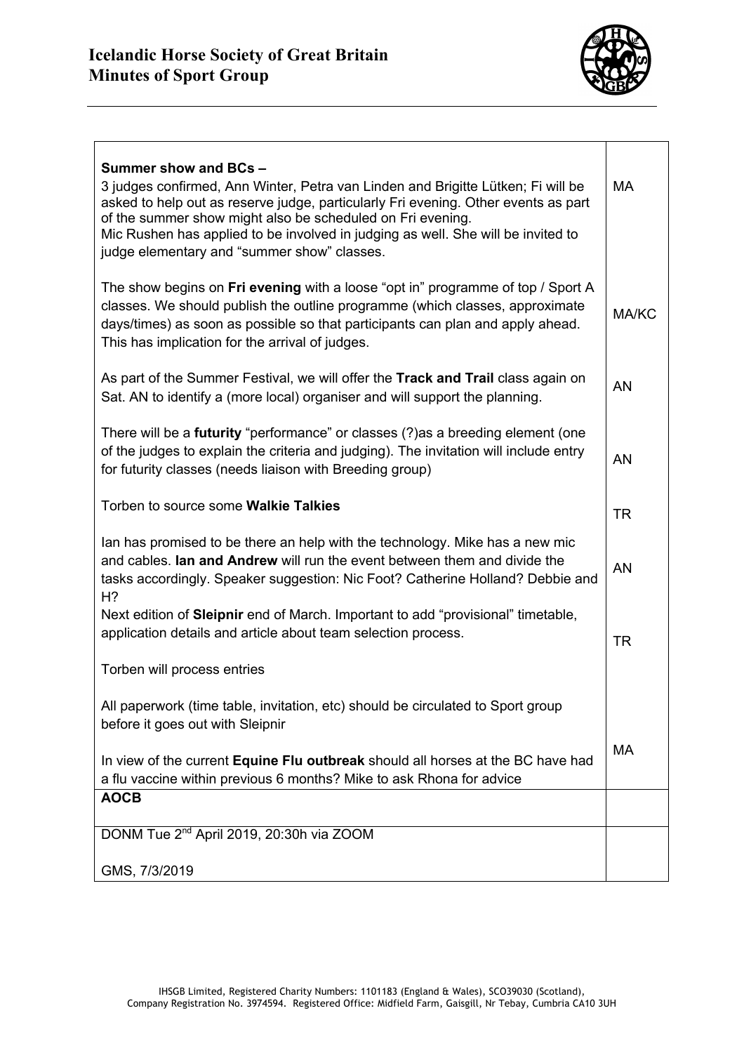# Icelandic Horse Society of Great Britain
# Minutes of Sport Group

| | |
|---|---|
| **Summer show and BCs –**<br>3 judges confirmed, Ann Winter, Petra van Linden and Brigitte Lütken; Fi will be asked to help out as reserve judge, particularly Fri evening. Other events as part of the summer show might also be scheduled on Fri evening.<br>Mic Rushen has applied to be involved in judging as well. She will be invited to judge elementary and "summer show" classes. | MA |
| The show begins on **Fri evening** with a loose "opt in" programme of top / Sport A classes. We should publish the outline programme (which classes, approximate days/times) as soon as possible so that participants can plan and apply ahead. This has implication for the arrival of judges. | MA/KC |
| As part of the Summer Festival, we will offer the **Track and Trail** class again on Sat. AN to identify a (more local) organiser and will support the planning. | AN |
| There will be a **futurity** "performance" or classes (?)as a breeding element (one of the judges to explain the criteria and judging). The invitation will include entry for futurity classes (needs liaison with Breeding group) | AN |
| Torben to source some **Walkie Talkies** | TR |
| Ian has promised to be there an help with the technology. Mike has a new mic and cables. **Ian and Andrew** will run the event between them and divide the tasks accordingly. Speaker suggestion: Nic Foot? Catherine Holland? Debbie and H? | AN |
| Next edition of **Sleipnir** end of March. Important to add "provisional" timetable, application details and article about team selection process. | TR |
| Torben will process entries | |
| All paperwork (time table, invitation, etc) should be circulated to Sport group before it goes out with Sleipnir | |
| In view of the current **Equine Flu outbreak** should all horses at the BC have had a flu vaccine within previous 6 months? Mike to ask Rhona for advice | MA |
| **AOCB** | |
| DONM Tue 2[nd] April 2019, 20:30h via ZOOM<br><br>GMS, 7/3/2019 | |

IHSGB Limited, Registered Charity Numbers: 1101183 (England & Wales), SCO39030 (Scotland), Company Registration No. 3974594. Registered Office: Midfield Farm, Gaisgill, Nr Tebay, Cumbria CA10 3UH